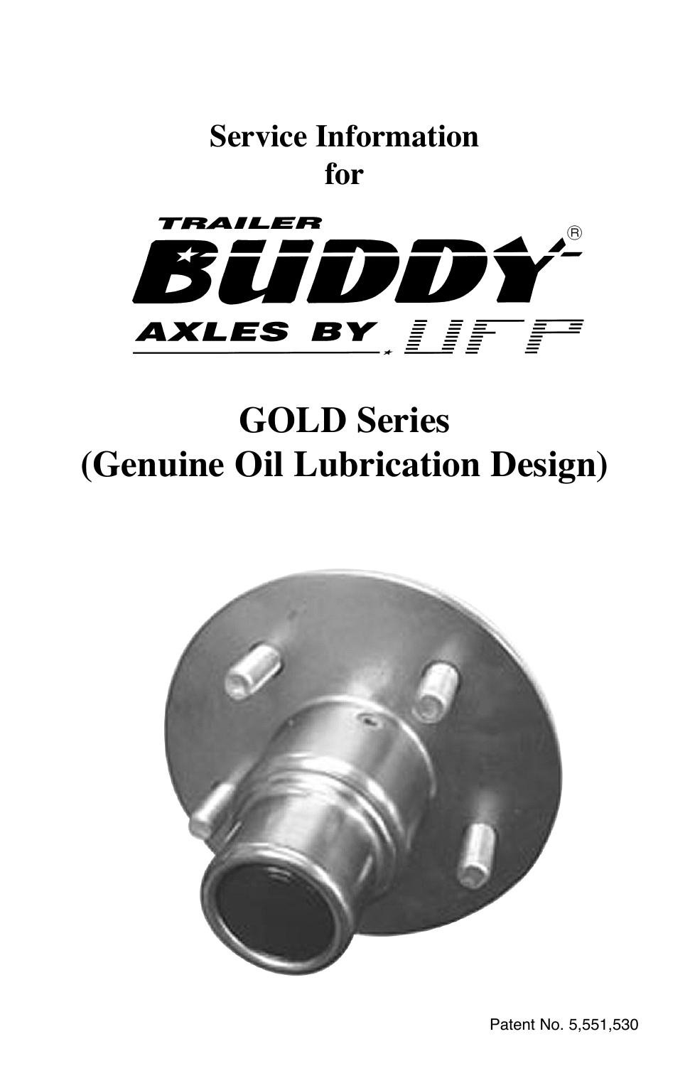# Service Information for

TRAILER BUDDY®
AXLES BY UFP

# GOLD Series (Genuine Oil Lubrication Design)

Patent No. 5,551,530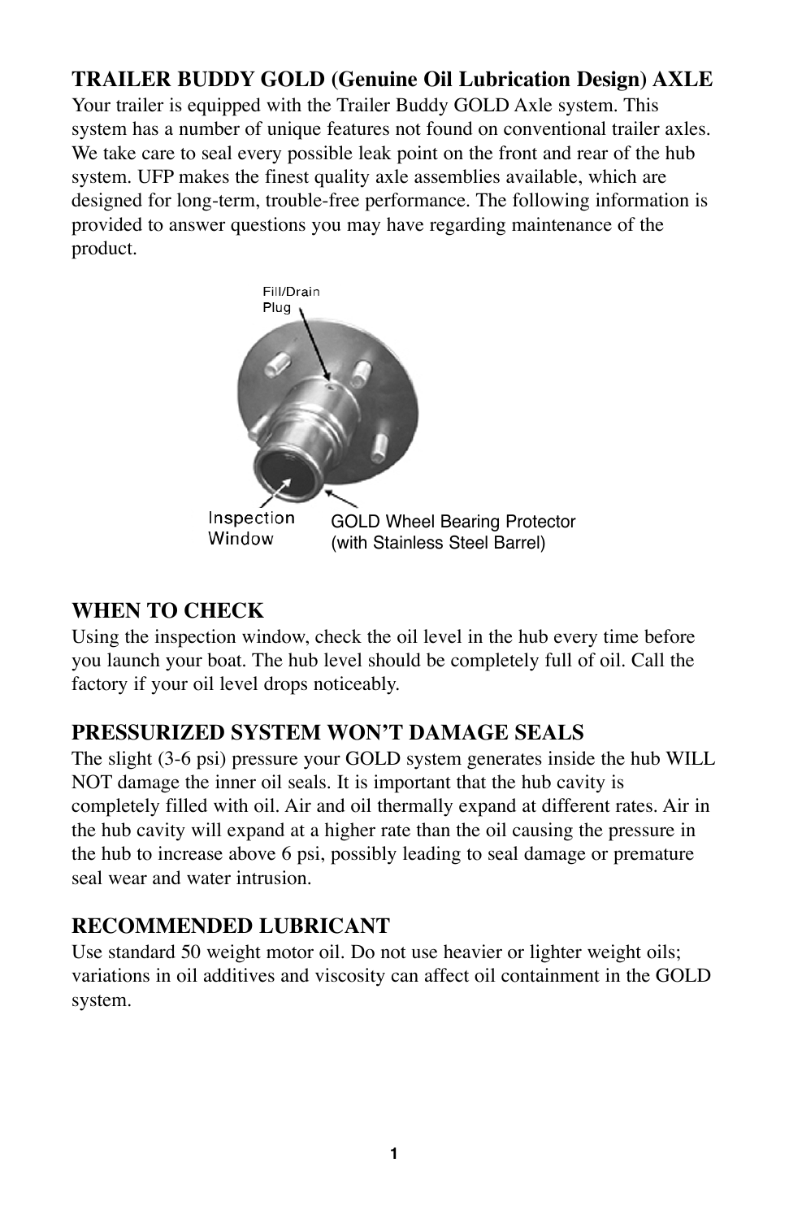## TRAILER BUDDY GOLD (Genuine Oil Lubrication Design) AXLE

Your trailer is equipped with the Trailer Buddy GOLD Axle system. This system has a number of unique features not found on conventional trailer axles. We take care to seal every possible leak point on the front and rear of the hub system. UFP makes the finest quality axle assemblies available, which are designed for long-term, trouble-free performance. The following information is provided to answer questions you may have regarding maintenance of the product.

Fill/Drain Plug

Inspection Window

GOLD Wheel Bearing Protector (with Stainless Steel Barrel)

## WHEN TO CHECK

Using the inspection window, check the oil level in the hub every time before you launch your boat. The hub level should be completely full of oil. Call the factory if your oil level drops noticeably.

## PRESSURIZED SYSTEM WON'T DAMAGE SEALS

The slight (3-6 psi) pressure your GOLD system generates inside the hub WILL NOT damage the inner oil seals. It is important that the hub cavity is completely filled with oil. Air and oil thermally expand at different rates. Air in the hub cavity will expand at a higher rate than the oil causing the pressure in the hub to increase above 6 psi, possibly leading to seal damage or premature seal wear and water intrusion.

## RECOMMENDED LUBRICANT

Use standard 50 weight motor oil. Do not use heavier or lighter weight oils; variations in oil additives and viscosity can affect oil containment in the GOLD system.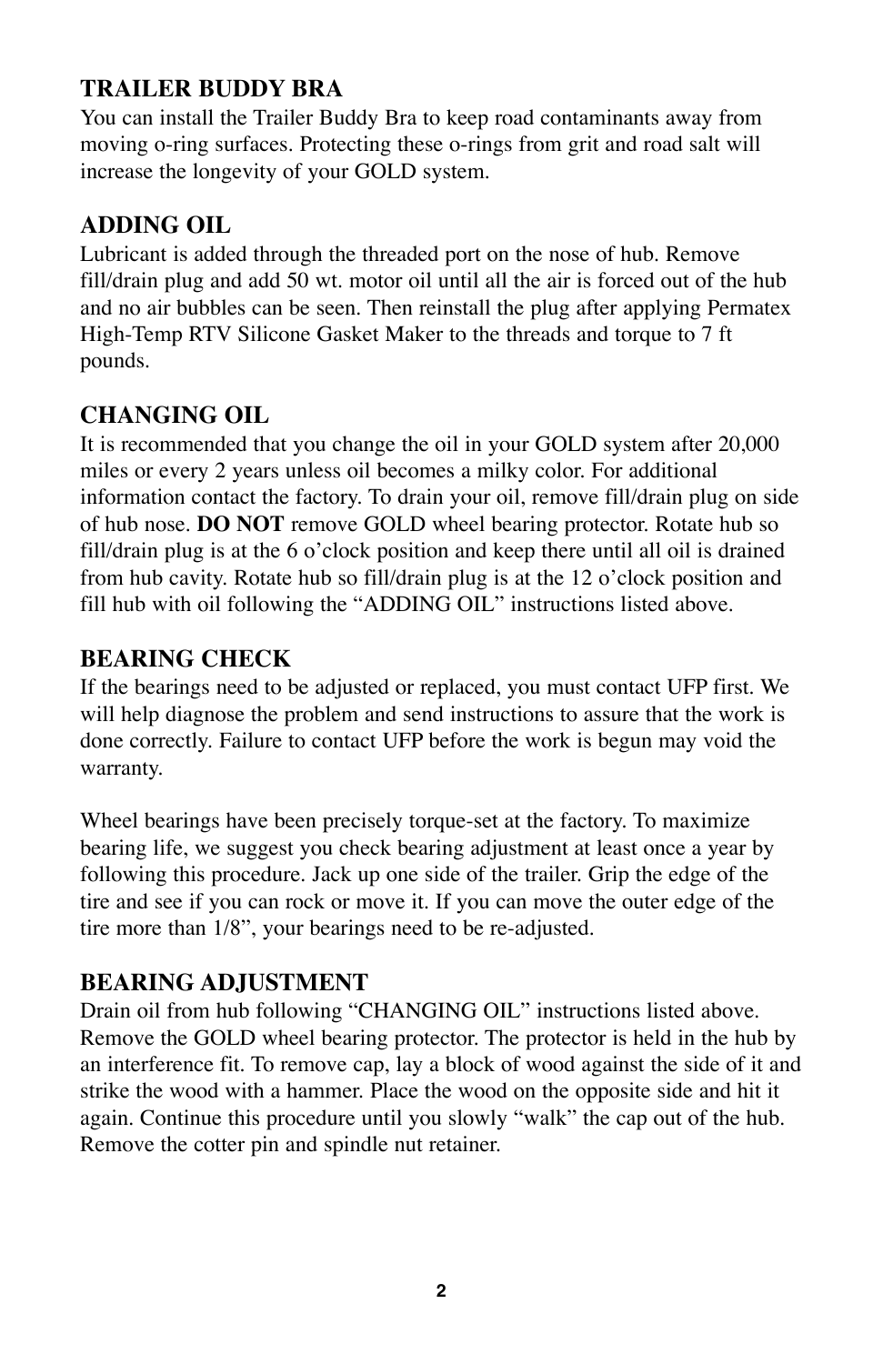## TRAILER BUDDY BRA

You can install the Trailer Buddy Bra to keep road contaminants away from moving o-ring surfaces. Protecting these o-rings from grit and road salt will increase the longevity of your GOLD system.

## ADDING OIL

Lubricant is added through the threaded port on the nose of hub. Remove fill/drain plug and add 50 wt. motor oil until all the air is forced out of the hub and no air bubbles can be seen. Then reinstall the plug after applying Permatex High-Temp RTV Silicone Gasket Maker to the threads and torque to 7 ft pounds.

## CHANGING OIL

It is recommended that you change the oil in your GOLD system after 20,000 miles or every 2 years unless oil becomes a milky color. For additional information contact the factory. To drain your oil, remove fill/drain plug on side of hub nose. **DO NOT** remove GOLD wheel bearing protector. Rotate hub so fill/drain plug is at the 6 o'clock position and keep there until all oil is drained from hub cavity. Rotate hub so fill/drain plug is at the 12 o'clock position and fill hub with oil following the "ADDING OIL" instructions listed above.

## BEARING CHECK

If the bearings need to be adjusted or replaced, you must contact UFP first. We will help diagnose the problem and send instructions to assure that the work is done correctly. Failure to contact UFP before the work is begun may void the warranty.

Wheel bearings have been precisely torque-set at the factory. To maximize bearing life, we suggest you check bearing adjustment at least once a year by following this procedure. Jack up one side of the trailer. Grip the edge of the tire and see if you can rock or move it. If you can move the outer edge of the tire more than 1/8", your bearings need to be re-adjusted.

## BEARING ADJUSTMENT

Drain oil from hub following "CHANGING OIL" instructions listed above. Remove the GOLD wheel bearing protector. The protector is held in the hub by an interference fit. To remove cap, lay a block of wood against the side of it and strike the wood with a hammer. Place the wood on the opposite side and hit it again. Continue this procedure until you slowly "walk" the cap out of the hub. Remove the cotter pin and spindle nut retainer.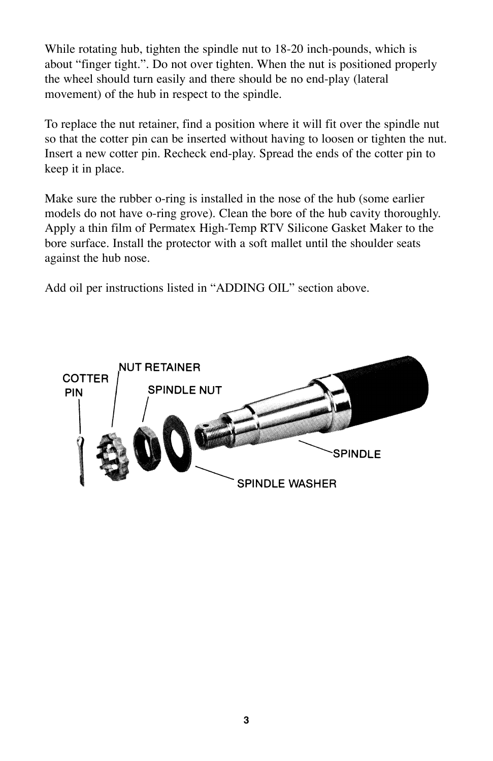While rotating hub, tighten the spindle nut to 18-20 inch-pounds, which is about “finger tight.”. Do not over tighten. When the nut is positioned properly the wheel should turn easily and there should be no end-play (lateral movement) of the hub in respect to the spindle.

To replace the nut retainer, find a position where it will fit over the spindle nut so that the cotter pin can be inserted without having to loosen or tighten the nut. Insert a new cotter pin. Recheck end-play. Spread the ends of the cotter pin to keep it in place.

Make sure the rubber o-ring is installed in the nose of the hub (some earlier models do not have o-ring grove). Clean the bore of the hub cavity thoroughly. Apply a thin film of Permatex High-Temp RTV Silicone Gasket Maker to the bore surface. Install the protector with a soft mallet until the shoulder seats against the hub nose.

Add oil per instructions listed in “ADDING OIL” section above.

COTTER PIN

NUT RETAINER

SPINDLE NUT

SPINDLE

SPINDLE WASHER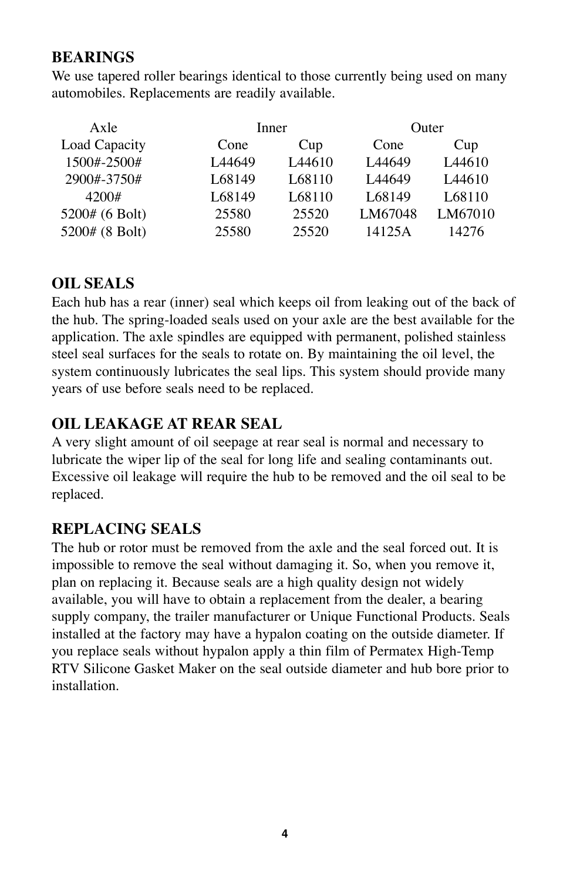### BEARINGS

We use tapered roller bearings identical to those currently being used on many automobiles. Replacements are readily available.

| Axle | Inner | | Outer | |
|---|---|---|---|---|
| Load Capacity | Cone | Cup | Cone | Cup |
| 1500#-2500# | L44649 | L44610 | L44649 | L44610 |
| 2900#-3750# | L68149 | L68110 | L44649 | L44610 |
| 4200# | L68149 | L68110 | L68149 | L68110 |
| 5200# (6 Bolt) | 25580 | 25520 | LM67048 | LM67010 |
| 5200# (8 Bolt) | 25580 | 25520 | 14125A | 14276 |

### OIL SEALS

Each hub has a rear (inner) seal which keeps oil from leaking out of the back of the hub. The spring-loaded seals used on your axle are the best available for the application. The axle spindles are equipped with permanent, polished stainless steel seal surfaces for the seals to rotate on. By maintaining the oil level, the system continuously lubricates the seal lips. This system should provide many years of use before seals need to be replaced.

### OIL LEAKAGE AT REAR SEAL

A very slight amount of oil seepage at rear seal is normal and necessary to lubricate the wiper lip of the seal for long life and sealing contaminants out. Excessive oil leakage will require the hub to be removed and the oil seal to be replaced.

### REPLACING SEALS

The hub or rotor must be removed from the axle and the seal forced out. It is impossible to remove the seal without damaging it. So, when you remove it, plan on replacing it. Because seals are a high quality design not widely available, you will have to obtain a replacement from the dealer, a bearing supply company, the trailer manufacturer or Unique Functional Products. Seals installed at the factory may have a hypalon coating on the outside diameter. If you replace seals without hypalon apply a thin film of Permatex High-Temp RTV Silicone Gasket Maker on the seal outside diameter and hub bore prior to installation.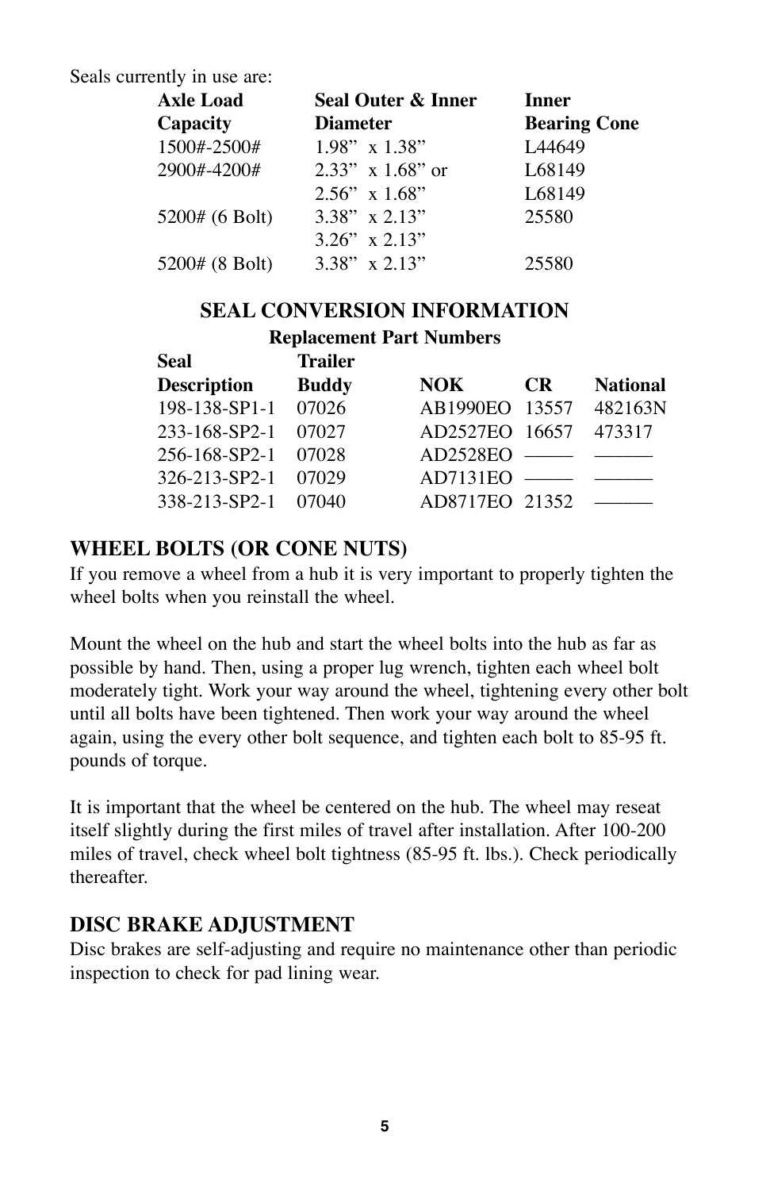Seals currently in use are:

| Axle Load Capacity | Seal Outer & Inner Diameter | Inner Bearing Cone |
|---|---|---|
| 1500#-2500# | 1.98” x 1.38” | L44649 |
| 2900#-4200# | 2.33” x 1.68” or | L68149 |
| | 2.56” x 1.68” | L68149 |
| 5200# (6 Bolt) | 3.38” x 2.13” | 25580 |
| | 3.26” x 2.13” | |
| 5200# (8 Bolt) | 3.38” x 2.13” | 25580 |

## SEAL CONVERSION INFORMATION

**Replacement Part Numbers**

| Seal Description | Trailer Buddy | NOK | CR | National |
|---|---|---|---|---|
| 198-138-SP1-1 | 07026 | AB1990EO | 13557 | 482163N |
| 233-168-SP2-1 | 07027 | AD2527EO | 16657 | 473317 |
| 256-168-SP2-1 | 07028 | AD2528EO | ——— | ———— |
| 326-213-SP2-1 | 07029 | AD7131EO | ——— | ———— |
| 338-213-SP2-1 | 07040 | AD8717EO | 21352 | ———— |

## WHEEL BOLTS (OR CONE NUTS)

If you remove a wheel from a hub it is very important to properly tighten the wheel bolts when you reinstall the wheel.

Mount the wheel on the hub and start the wheel bolts into the hub as far as possible by hand. Then, using a proper lug wrench, tighten each wheel bolt moderately tight. Work your way around the wheel, tightening every other bolt until all bolts have been tightened. Then work your way around the wheel again, using the every other bolt sequence, and tighten each bolt to 85-95 ft. pounds of torque.

It is important that the wheel be centered on the hub. The wheel may reseat itself slightly during the first miles of travel after installation. After 100-200 miles of travel, check wheel bolt tightness (85-95 ft. lbs.). Check periodically thereafter.

## DISC BRAKE ADJUSTMENT

Disc brakes are self-adjusting and require no maintenance other than periodic inspection to check for pad lining wear.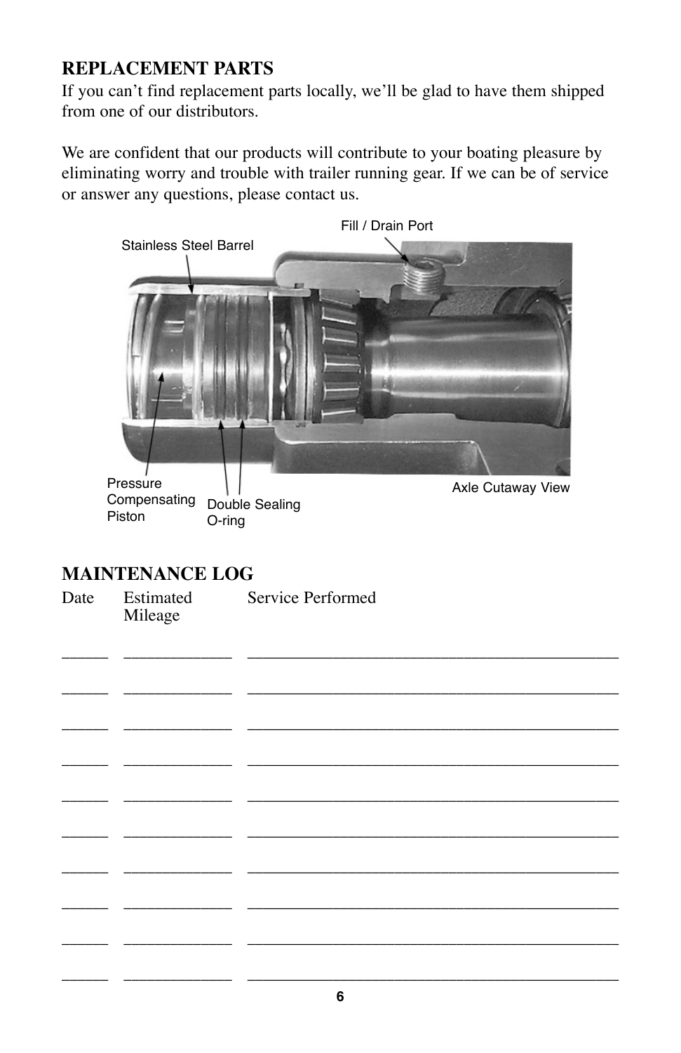## REPLACEMENT PARTS

If you can't find replacement parts locally, we'll be glad to have them shipped from one of our distributors.

We are confident that our products will contribute to your boating pleasure by eliminating worry and trouble with trailer running gear. If we can be of service or answer any questions, please contact us.

Stainless Steel Barrel

Fill / Drain Port

Pressure Compensating Piston

Double Sealing O-ring

Axle Cutaway View

## MAINTENANCE LOG

| Date | Estimated Mileage | Service Performed |
|---|---|---|
| _____ | ____________ | ________________________________________ |
| _____ | ____________ | ________________________________________ |
| _____ | ____________ | ________________________________________ |
| _____ | ____________ | ________________________________________ |
| _____ | ____________ | ________________________________________ |
| _____ | ____________ | ________________________________________ |
| _____ | ____________ | ________________________________________ |
| _____ | ____________ | ________________________________________ |
| _____ | ____________ | ________________________________________ |
| _____ | ____________ | ________________________________________ |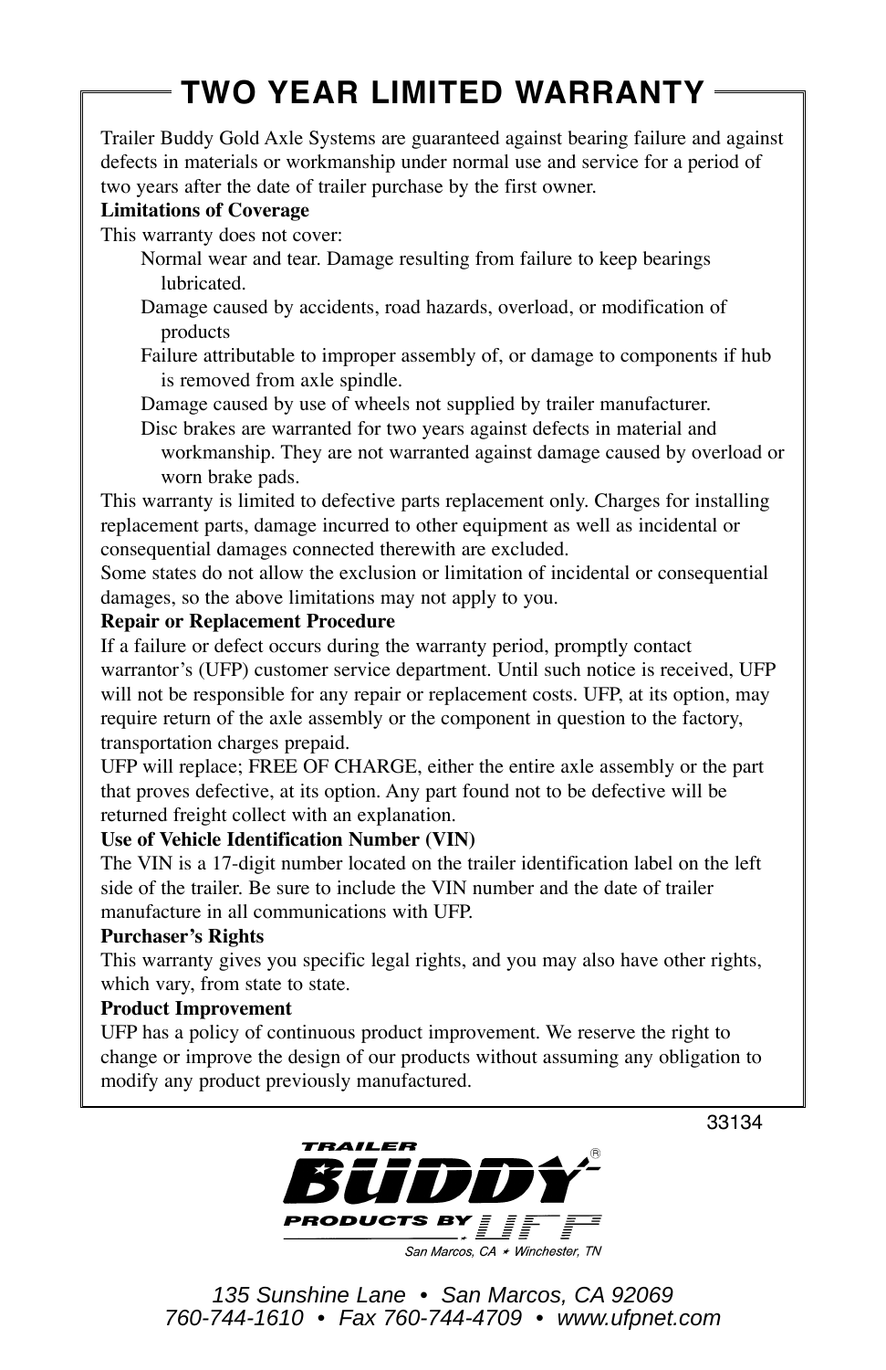# TWO YEAR LIMITED WARRANTY

Trailer Buddy Gold Axle Systems are guaranteed against bearing failure and against defects in materials or workmanship under normal use and service for a period of two years after the date of trailer purchase by the first owner.

**Limitations of Coverage**

This warranty does not cover:

- Normal wear and tear. Damage resulting from failure to keep bearings lubricated.
- Damage caused by accidents, road hazards, overload, or modification of products
- Failure attributable to improper assembly of, or damage to components if hub is removed from axle spindle.
- Damage caused by use of wheels not supplied by trailer manufacturer.
- Disc brakes are warranted for two years against defects in material and workmanship. They are not warranted against damage caused by overload or worn brake pads.

This warranty is limited to defective parts replacement only. Charges for installing replacement parts, damage incurred to other equipment as well as incidental or consequential damages connected therewith are excluded.

Some states do not allow the exclusion or limitation of incidental or consequential damages, so the above limitations may not apply to you.

**Repair or Replacement Procedure**

If a failure or defect occurs during the warranty period, promptly contact warrantor's (UFP) customer service department. Until such notice is received, UFP will not be responsible for any repair or replacement costs. UFP, at its option, may require return of the axle assembly or the component in question to the factory, transportation charges prepaid.

UFP will replace; FREE OF CHARGE, either the entire axle assembly or the part that proves defective, at its option. Any part found not to be defective will be returned freight collect with an explanation.

**Use of Vehicle Identification Number (VIN)**

The VIN is a 17-digit number located on the trailer identification label on the left side of the trailer. Be sure to include the VIN number and the date of trailer manufacture in all communications with UFP.

**Purchaser's Rights**

This warranty gives you specific legal rights, and you may also have other rights, which vary, from state to state.

**Product Improvement**

UFP has a policy of continuous product improvement. We reserve the right to change or improve the design of our products without assuming any obligation to modify any product previously manufactured.

33134

TRAILER BUDDY®
PRODUCTS BY UFP
San Marcos, CA ★ Winchester, TN

*135 Sunshine Lane • San Marcos, CA 92069*
*760-744-1610 • Fax 760-744-4709 • www.ufpnet.com*